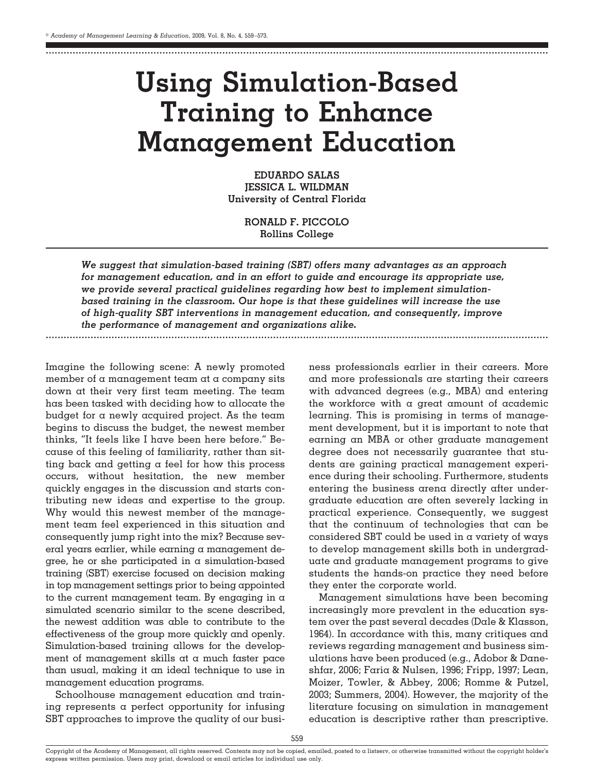# Using Simulation-Based Training to Enhance Management Education

**EDUARDO SALAS**
**JESSICA L. WILDMAN**
**University of Central Florida**

**RONALD F. PICCOLO**
**Rollins College**

***We suggest that simulation-based training (SBT) offers many advantages as an approach for management education, and in an effort to guide and encourage its appropriate use, we provide several practical guidelines regarding how best to implement simulation-based training in the classroom. Our hope is that these guidelines will increase the use of high-quality SBT interventions in management education, and consequently, improve the performance of management and organizations alike.***

Imagine the following scene: A newly promoted member of a management team at a company sits down at their very first team meeting. The team has been tasked with deciding how to allocate the budget for a newly acquired project. As the team begins to discuss the budget, the newest member thinks, "It feels like I have been here before." Because of this feeling of familiarity, rather than sitting back and getting a feel for how this process occurs, without hesitation, the new member quickly engages in the discussion and starts contributing new ideas and expertise to the group. Why would this newest member of the management team feel experienced in this situation and consequently jump right into the mix? Because several years earlier, while earning a management degree, he or she participated in a simulation-based training (SBT) exercise focused on decision making in top management settings prior to being appointed to the current management team. By engaging in a simulated scenario similar to the scene described, the newest addition was able to contribute to the effectiveness of the group more quickly and openly. Simulation-based training allows for the development of management skills at a much faster pace than usual, making it an ideal technique to use in management education programs.

Schoolhouse management education and training represents a perfect opportunity for infusing SBT approaches to improve the quality of our business professionals earlier in their careers. More and more professionals are starting their careers with advanced degrees (e.g., MBA) and entering the workforce with a great amount of academic learning. This is promising in terms of management development, but it is important to note that earning an MBA or other graduate management degree does not necessarily guarantee that students are gaining practical management experience during their schooling. Furthermore, students entering the business arena directly after undergraduate education are often severely lacking in practical experience. Consequently, we suggest that the continuum of technologies that can be considered SBT could be used in a variety of ways to develop management skills both in undergraduate and graduate management programs to give students the hands-on practice they need before they enter the corporate world.

Management simulations have been becoming increasingly more prevalent in the education system over the past several decades (Dale & Klasson, 1964). In accordance with this, many critiques and reviews regarding management and business simulations have been produced (e.g., Adobor & Daneshfar, 2006; Faria & Nulsen, 1996; Fripp, 1997; Lean, Moizer, Towler, & Abbey, 2006; Romme & Putzel, 2003; Summers, 2004). However, the majority of the literature focusing on simulation in management education is descriptive rather than prescriptive.

Copyright of the Academy of Management, all rights reserved. Contents may not be copied, emailed, posted to a listserv, or otherwise transmitted without the copyright holder's express written permission. Users may print, download or email articles for individual use only.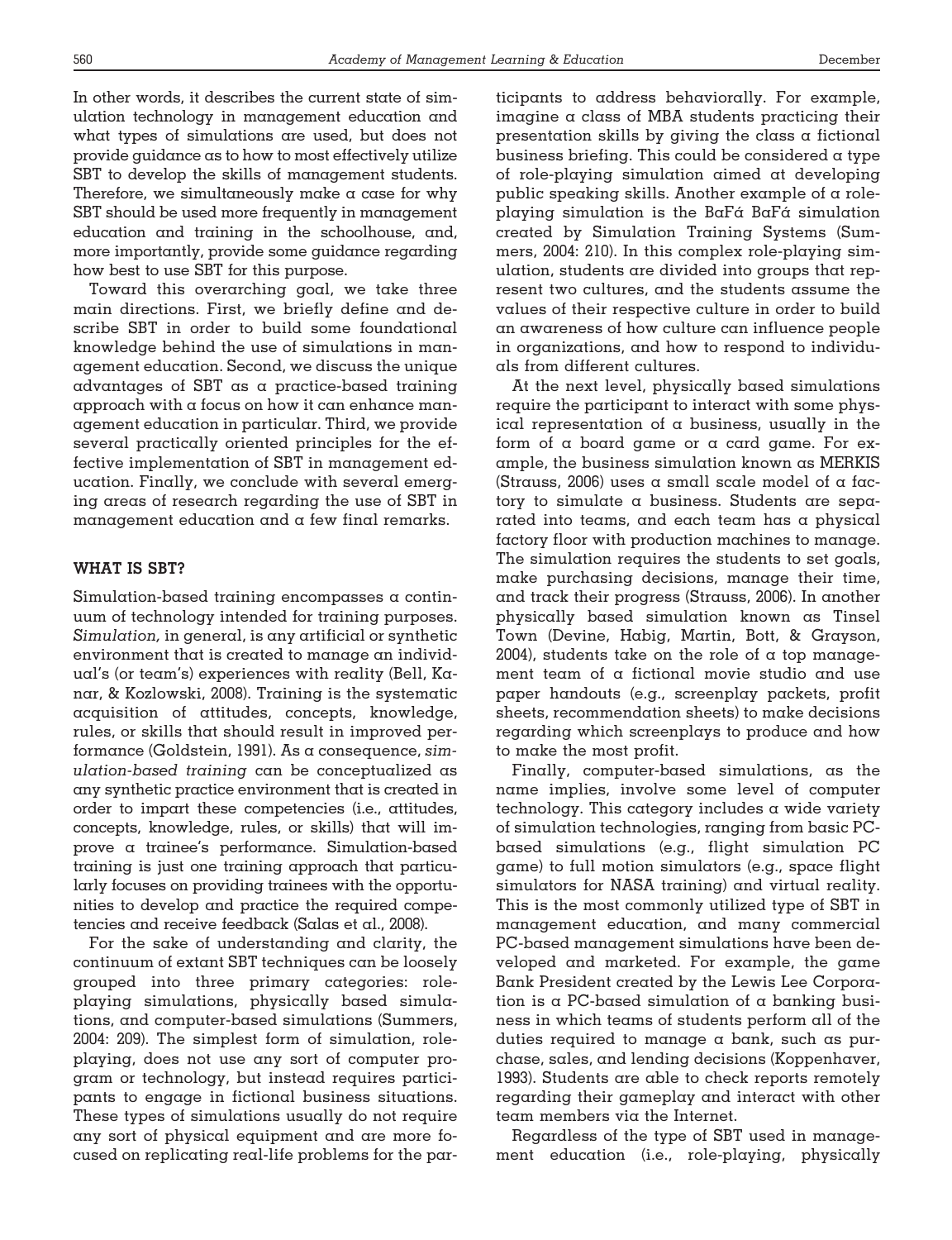In other words, it describes the current state of simulation technology in management education and what types of simulations are used, but does not provide guidance as to how to most effectively utilize SBT to develop the skills of management students. Therefore, we simultaneously make a case for why SBT should be used more frequently in management education and training in the schoolhouse, and, more importantly, provide some guidance regarding how best to use SBT for this purpose.

Toward this overarching goal, we take three main directions. First, we briefly define and describe SBT in order to build some foundational knowledge behind the use of simulations in management education. Second, we discuss the unique advantages of SBT as a practice-based training approach with a focus on how it can enhance management education in particular. Third, we provide several practically oriented principles for the effective implementation of SBT in management education. Finally, we conclude with several emerging areas of research regarding the use of SBT in management education and a few final remarks.

## WHAT IS SBT?

Simulation-based training encompasses a continuum of technology intended for training purposes. *Simulation,* in general, is any artificial or synthetic environment that is created to manage an individual's (or team's) experiences with reality (Bell, Kanar, & Kozlowski, 2008). Training is the systematic acquisition of attitudes, concepts, knowledge, rules, or skills that should result in improved performance (Goldstein, 1991). As a consequence, *simulation-based training* can be conceptualized as any synthetic practice environment that is created in order to impart these competencies (i.e., attitudes, concepts, knowledge, rules, or skills) that will improve a trainee's performance. Simulation-based training is just one training approach that particularly focuses on providing trainees with the opportunities to develop and practice the required competencies and receive feedback (Salas et al., 2008).

For the sake of understanding and clarity, the continuum of extant SBT techniques can be loosely grouped into three primary categories: role-playing simulations, physically based simulations, and computer-based simulations (Summers, 2004: 209). The simplest form of simulation, role-playing, does not use any sort of computer program or technology, but instead requires participants to engage in fictional business situations. These types of simulations usually do not require any sort of physical equipment and are more focused on replicating real-life problems for the participants to address behaviorally. For example, imagine a class of MBA students practicing their presentation skills by giving the class a fictional business briefing. This could be considered a type of role-playing simulation aimed at developing public speaking skills. Another example of a role-playing simulation is the BaFá BaFá simulation created by Simulation Training Systems (Summers, 2004: 210). In this complex role-playing simulation, students are divided into groups that represent two cultures, and the students assume the values of their respective culture in order to build an awareness of how culture can influence people in organizations, and how to respond to individuals from different cultures.

At the next level, physically based simulations require the participant to interact with some physical representation of a business, usually in the form of a board game or a card game. For example, the business simulation known as MERKIS (Strauss, 2006) uses a small scale model of a factory to simulate a business. Students are separated into teams, and each team has a physical factory floor with production machines to manage. The simulation requires the students to set goals, make purchasing decisions, manage their time, and track their progress (Strauss, 2006). In another physically based simulation known as Tinsel Town (Devine, Habig, Martin, Bott, & Grayson, 2004), students take on the role of a top management team of a fictional movie studio and use paper handouts (e.g., screenplay packets, profit sheets, recommendation sheets) to make decisions regarding which screenplays to produce and how to make the most profit.

Finally, computer-based simulations, as the name implies, involve some level of computer technology. This category includes a wide variety of simulation technologies, ranging from basic PC-based simulations (e.g., flight simulation PC game) to full motion simulators (e.g., space flight simulators for NASA training) and virtual reality. This is the most commonly utilized type of SBT in management education, and many commercial PC-based management simulations have been developed and marketed. For example, the game Bank President created by the Lewis Lee Corporation is a PC-based simulation of a banking business in which teams of students perform all of the duties required to manage a bank, such as purchase, sales, and lending decisions (Koppenhaver, 1993). Students are able to check reports remotely regarding their gameplay and interact with other team members via the Internet.

Regardless of the type of SBT used in management education (i.e., role-playing, physically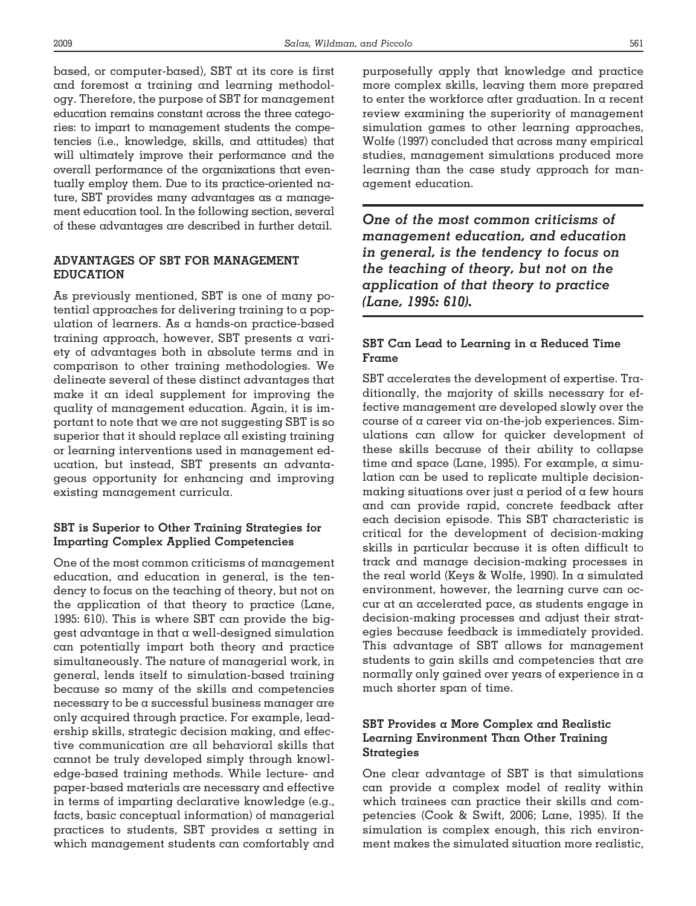based, or computer-based), SBT at its core is first and foremost a training and learning methodology. Therefore, the purpose of SBT for management education remains constant across the three categories: to impart to management students the competencies (i.e., knowledge, skills, and attitudes) that will ultimately improve their performance and the overall performance of the organizations that eventually employ them. Due to its practice-oriented nature, SBT provides many advantages as a management education tool. In the following section, several of these advantages are described in further detail.

## ADVANTAGES OF SBT FOR MANAGEMENT EDUCATION

As previously mentioned, SBT is one of many potential approaches for delivering training to a population of learners. As a hands-on practice-based training approach, however, SBT presents a variety of advantages both in absolute terms and in comparison to other training methodologies. We delineate several of these distinct advantages that make it an ideal supplement for improving the quality of management education. Again, it is important to note that we are not suggesting SBT is so superior that it should replace all existing training or learning interventions used in management education, but instead, SBT presents an advantageous opportunity for enhancing and improving existing management curricula.

### SBT is Superior to Other Training Strategies for Imparting Complex Applied Competencies

One of the most common criticisms of management education, and education in general, is the tendency to focus on the teaching of theory, but not on the application of that theory to practice (Lane, 1995: 610). This is where SBT can provide the biggest advantage in that a well-designed simulation can potentially impart both theory and practice simultaneously. The nature of managerial work, in general, lends itself to simulation-based training because so many of the skills and competencies necessary to be a successful business manager are only acquired through practice. For example, leadership skills, strategic decision making, and effective communication are all behavioral skills that cannot be truly developed simply through knowledge-based training methods. While lecture- and paper-based materials are necessary and effective in terms of imparting declarative knowledge (e.g., facts, basic conceptual information) of managerial practices to students, SBT provides a setting in which management students can comfortably and purposefully apply that knowledge and practice more complex skills, leaving them more prepared to enter the workforce after graduation. In a recent review examining the superiority of management simulation games to other learning approaches, Wolfe (1997) concluded that across many empirical studies, management simulations produced more learning than the case study approach for management education.

***One of the most common criticisms of management education, and education in general, is the tendency to focus on the teaching of theory, but not on the application of that theory to practice (Lane, 1995: 610).***

### SBT Can Lead to Learning in a Reduced Time Frame

SBT accelerates the development of expertise. Traditionally, the majority of skills necessary for effective management are developed slowly over the course of a career via on-the-job experiences. Simulations can allow for quicker development of these skills because of their ability to collapse time and space (Lane, 1995). For example, a simulation can be used to replicate multiple decision-making situations over just a period of a few hours and can provide rapid, concrete feedback after each decision episode. This SBT characteristic is critical for the development of decision-making skills in particular because it is often difficult to track and manage decision-making processes in the real world (Keys & Wolfe, 1990). In a simulated environment, however, the learning curve can occur at an accelerated pace, as students engage in decision-making processes and adjust their strategies because feedback is immediately provided. This advantage of SBT allows for management students to gain skills and competencies that are normally only gained over years of experience in a much shorter span of time.

### SBT Provides a More Complex and Realistic Learning Environment Than Other Training Strategies

One clear advantage of SBT is that simulations can provide a complex model of reality within which trainees can practice their skills and competencies (Cook & Swift, 2006; Lane, 1995). If the simulation is complex enough, this rich environment makes the simulated situation more realistic,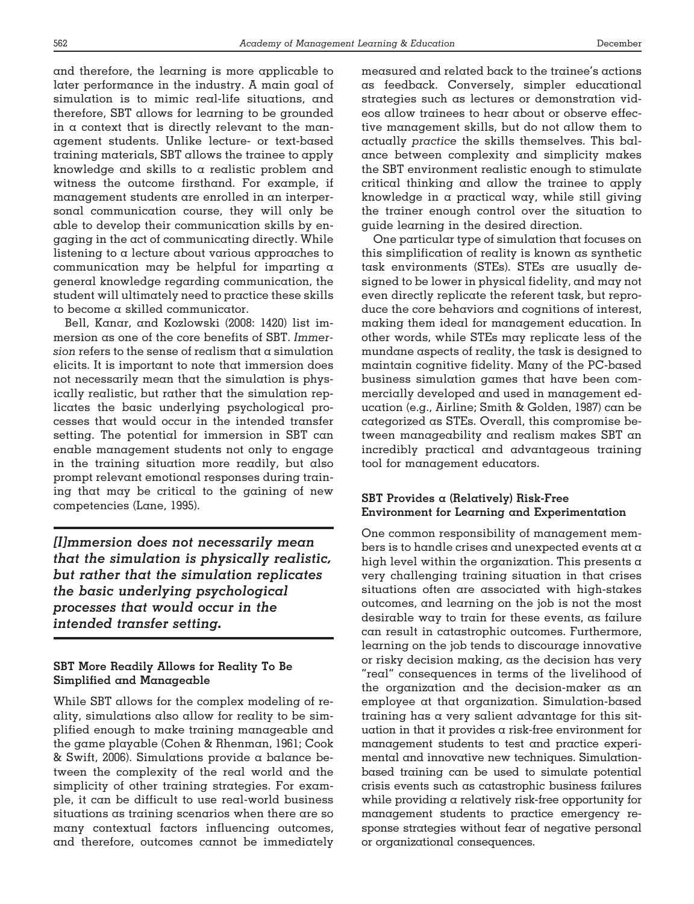and therefore, the learning is more applicable to later performance in the industry. A main goal of simulation is to mimic real-life situations, and therefore, SBT allows for learning to be grounded in a context that is directly relevant to the management students. Unlike lecture- or text-based training materials, SBT allows the trainee to apply knowledge and skills to a realistic problem and witness the outcome firsthand. For example, if management students are enrolled in an interpersonal communication course, they will only be able to develop their communication skills by engaging in the act of communicating directly. While listening to a lecture about various approaches to communication may be helpful for imparting a general knowledge regarding communication, the student will ultimately need to practice these skills to become a skilled communicator.

Bell, Kanar, and Kozlowski (2008: 1420) list immersion as one of the core benefits of SBT. *Immersion* refers to the sense of realism that a simulation elicits. It is important to note that immersion does not necessarily mean that the simulation is physically realistic, but rather that the simulation replicates the basic underlying psychological processes that would occur in the intended transfer setting. The potential for immersion in SBT can enable management students not only to engage in the training situation more readily, but also prompt relevant emotional responses during training that may be critical to the gaining of new competencies (Lane, 1995).

***[I]mmersion does not necessarily mean that the simulation is physically realistic, but rather that the simulation replicates the basic underlying psychological processes that would occur in the intended transfer setting.***

### SBT More Readily Allows for Reality To Be Simplified and Manageable

While SBT allows for the complex modeling of reality, simulations also allow for reality to be simplified enough to make training manageable and the game playable (Cohen & Rhenman, 1961; Cook & Swift, 2006). Simulations provide a balance between the complexity of the real world and the simplicity of other training strategies. For example, it can be difficult to use real-world business situations as training scenarios when there are so many contextual factors influencing outcomes, and therefore, outcomes cannot be immediately measured and related back to the trainee's actions as feedback. Conversely, simpler educational strategies such as lectures or demonstration videos allow trainees to hear about or observe effective management skills, but do not allow them to actually *practice* the skills themselves. This balance between complexity and simplicity makes the SBT environment realistic enough to stimulate critical thinking and allow the trainee to apply knowledge in a practical way, while still giving the trainer enough control over the situation to guide learning in the desired direction.

One particular type of simulation that focuses on this simplification of reality is known as synthetic task environments (STEs). STEs are usually designed to be lower in physical fidelity, and may not even directly replicate the referent task, but reproduce the core behaviors and cognitions of interest, making them ideal for management education. In other words, while STEs may replicate less of the mundane aspects of reality, the task is designed to maintain cognitive fidelity. Many of the PC-based business simulation games that have been commercially developed and used in management education (e.g., Airline; Smith & Golden, 1987) can be categorized as STEs. Overall, this compromise between manageability and realism makes SBT an incredibly practical and advantageous training tool for management educators.

### SBT Provides a (Relatively) Risk-Free Environment for Learning and Experimentation

One common responsibility of management members is to handle crises and unexpected events at a high level within the organization. This presents a very challenging training situation in that crises situations often are associated with high-stakes outcomes, and learning on the job is not the most desirable way to train for these events, as failure can result in catastrophic outcomes. Furthermore, learning on the job tends to discourage innovative or risky decision making, as the decision has very "real" consequences in terms of the livelihood of the organization and the decision-maker as an employee at that organization. Simulation-based training has a very salient advantage for this situation in that it provides a risk-free environment for management students to test and practice experimental and innovative new techniques. Simulation-based training can be used to simulate potential crisis events such as catastrophic business failures while providing a relatively risk-free opportunity for management students to practice emergency response strategies without fear of negative personal or organizational consequences.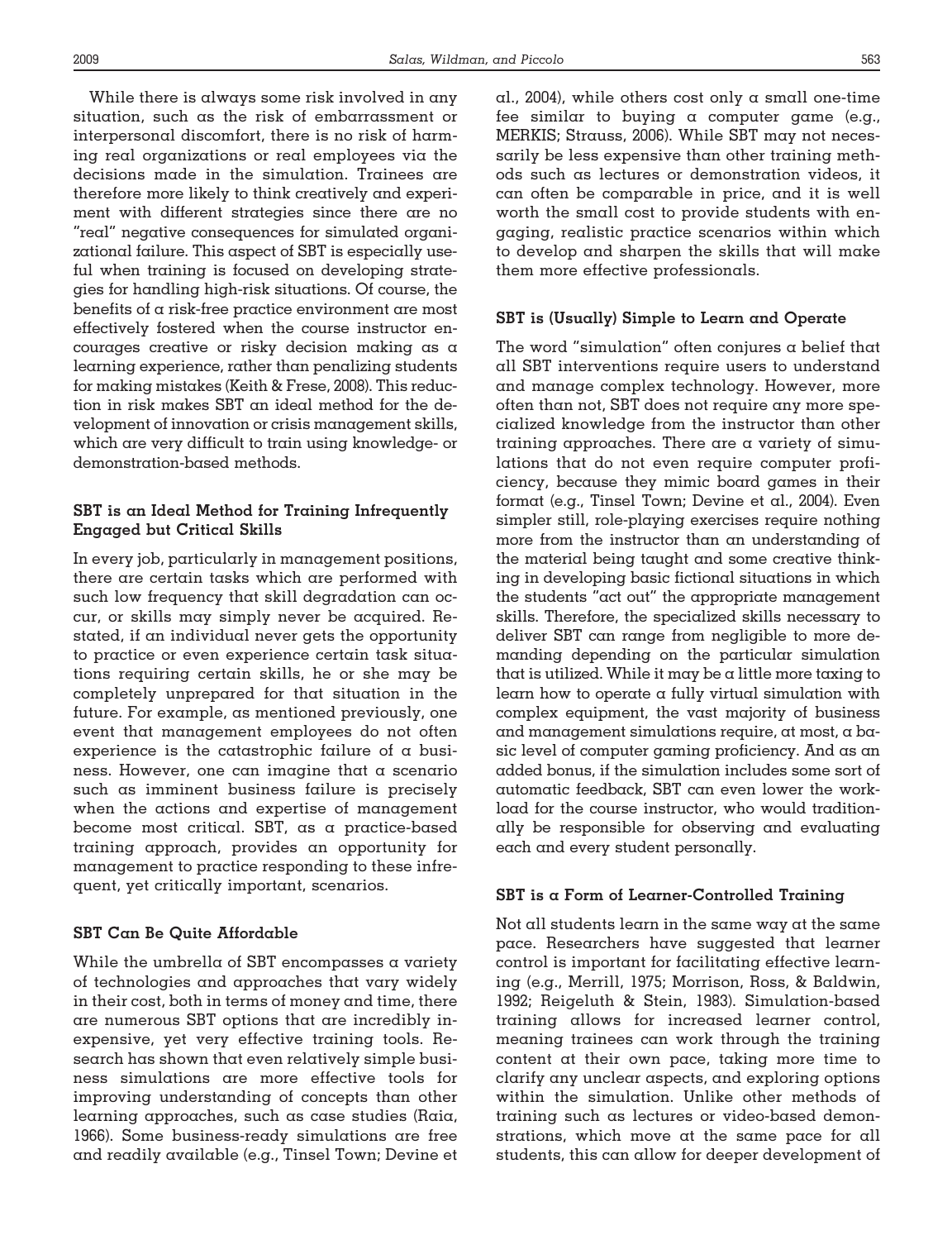While there is always some risk involved in any situation, such as the risk of embarrassment or interpersonal discomfort, there is no risk of harming real organizations or real employees via the decisions made in the simulation. Trainees are therefore more likely to think creatively and experiment with different strategies since there are no "real" negative consequences for simulated organizational failure. This aspect of SBT is especially useful when training is focused on developing strategies for handling high-risk situations. Of course, the benefits of a risk-free practice environment are most effectively fostered when the course instructor encourages creative or risky decision making as a learning experience, rather than penalizing students for making mistakes (Keith & Frese, 2008). This reduction in risk makes SBT an ideal method for the development of innovation or crisis management skills, which are very difficult to train using knowledge- or demonstration-based methods.

### SBT is an Ideal Method for Training Infrequently Engaged but Critical Skills

In every job, particularly in management positions, there are certain tasks which are performed with such low frequency that skill degradation can occur, or skills may simply never be acquired. Restated, if an individual never gets the opportunity to practice or even experience certain task situations requiring certain skills, he or she may be completely unprepared for that situation in the future. For example, as mentioned previously, one event that management employees do not often experience is the catastrophic failure of a business. However, one can imagine that a scenario such as imminent business failure is precisely when the actions and expertise of management become most critical. SBT, as a practice-based training approach, provides an opportunity for management to practice responding to these infrequent, yet critically important, scenarios.

### SBT Can Be Quite Affordable

While the umbrella of SBT encompasses a variety of technologies and approaches that vary widely in their cost, both in terms of money and time, there are numerous SBT options that are incredibly inexpensive, yet very effective training tools. Research has shown that even relatively simple business simulations are more effective tools for improving understanding of concepts than other learning approaches, such as case studies (Raia, 1966). Some business-ready simulations are free and readily available (e.g., Tinsel Town; Devine et al., 2004), while others cost only a small one-time fee similar to buying a computer game (e.g., MERKIS; Strauss, 2006). While SBT may not necessarily be less expensive than other training methods such as lectures or demonstration videos, it can often be comparable in price, and it is well worth the small cost to provide students with engaging, realistic practice scenarios within which to develop and sharpen the skills that will make them more effective professionals.

### SBT is (Usually) Simple to Learn and Operate

The word "simulation" often conjures a belief that all SBT interventions require users to understand and manage complex technology. However, more often than not, SBT does not require any more specialized knowledge from the instructor than other training approaches. There are a variety of simulations that do not even require computer proficiency, because they mimic board games in their format (e.g., Tinsel Town; Devine et al., 2004). Even simpler still, role-playing exercises require nothing more from the instructor than an understanding of the material being taught and some creative thinking in developing basic fictional situations in which the students "act out" the appropriate management skills. Therefore, the specialized skills necessary to deliver SBT can range from negligible to more demanding depending on the particular simulation that is utilized. While it may be a little more taxing to learn how to operate a fully virtual simulation with complex equipment, the vast majority of business and management simulations require, at most, a basic level of computer gaming proficiency. And as an added bonus, if the simulation includes some sort of automatic feedback, SBT can even lower the workload for the course instructor, who would traditionally be responsible for observing and evaluating each and every student personally.

### SBT is a Form of Learner-Controlled Training

Not all students learn in the same way at the same pace. Researchers have suggested that learner control is important for facilitating effective learning (e.g., Merrill, 1975; Morrison, Ross, & Baldwin, 1992; Reigeluth & Stein, 1983). Simulation-based training allows for increased learner control, meaning trainees can work through the training content at their own pace, taking more time to clarify any unclear aspects, and exploring options within the simulation. Unlike other methods of training such as lectures or video-based demonstrations, which move at the same pace for all students, this can allow for deeper development of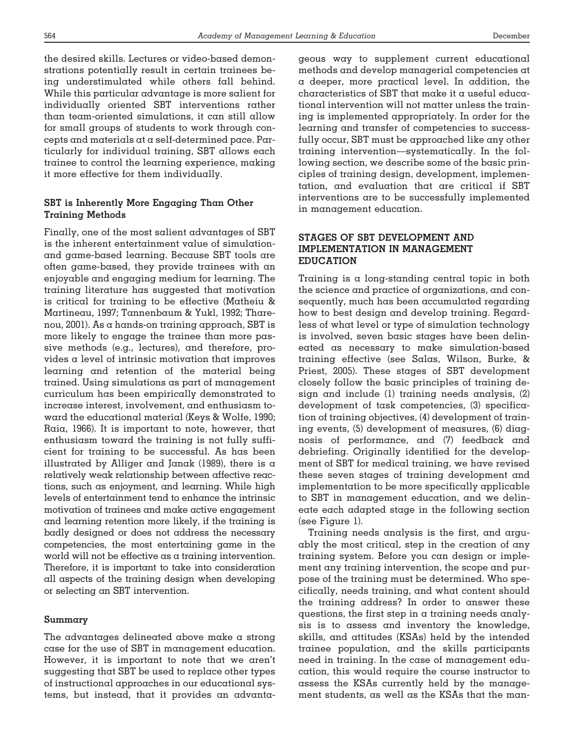the desired skills. Lectures or video-based demonstrations potentially result in certain trainees being understimulated while others fall behind. While this particular advantage is more salient for individually oriented SBT interventions rather than team-oriented simulations, it can still allow for small groups of students to work through concepts and materials at a self-determined pace. Particularly for individual training, SBT allows each trainee to control the learning experience, making it more effective for them individually.

### SBT is Inherently More Engaging Than Other Training Methods

Finally, one of the most salient advantages of SBT is the inherent entertainment value of simulation- and game-based learning. Because SBT tools are often game-based, they provide trainees with an enjoyable and engaging medium for learning. The training literature has suggested that motivation is critical for training to be effective (Matheiu & Martineau, 1997; Tannenbaum & Yukl, 1992; Tharenou, 2001). As a hands-on training approach, SBT is more likely to engage the trainee than more passive methods (e.g., lectures), and therefore, provides a level of intrinsic motivation that improves learning and retention of the material being trained. Using simulations as part of management curriculum has been empirically demonstrated to increase interest, involvement, and enthusiasm toward the educational material (Keys & Wolfe, 1990; Raia, 1966). It is important to note, however, that enthusiasm toward the training is not fully sufficient for training to be successful. As has been illustrated by Alliger and Janak (1989), there is a relatively weak relationship between affective reactions, such as enjoyment, and learning. While high levels of entertainment tend to enhance the intrinsic motivation of trainees and make active engagement and learning retention more likely, if the training is badly designed or does not address the necessary competencies, the most entertaining game in the world will not be effective as a training intervention. Therefore, it is important to take into consideration all aspects of the training design when developing or selecting an SBT intervention.

### Summary

The advantages delineated above make a strong case for the use of SBT in management education. However, it is important to note that we aren't suggesting that SBT be used to replace other types of instructional approaches in our educational systems, but instead, that it provides an advantageous way to supplement current educational methods and develop managerial competencies at a deeper, more practical level. In addition, the characteristics of SBT that make it a useful educational intervention will not matter unless the training is implemented appropriately. In order for the learning and transfer of competencies to successfully occur, SBT must be approached like any other training intervention—systematically. In the following section, we describe some of the basic principles of training design, development, implementation, and evaluation that are critical if SBT interventions are to be successfully implemented in management education.

## STAGES OF SBT DEVELOPMENT AND IMPLEMENTATION IN MANAGEMENT EDUCATION

Training is a long-standing central topic in both the science and practice of organizations, and consequently, much has been accumulated regarding how to best design and develop training. Regardless of what level or type of simulation technology is involved, seven basic stages have been delineated as necessary to make simulation-based training effective (see Salas, Wilson, Burke, & Priest, 2005). These stages of SBT development closely follow the basic principles of training design and include (1) training needs analysis, (2) development of task competencies, (3) specification of training objectives, (4) development of training events, (5) development of measures, (6) diagnosis of performance, and (7) feedback and debriefing. Originally identified for the development of SBT for medical training, we have revised these seven stages of training development and implementation to be more specifically applicable to SBT in management education, and we delineate each adapted stage in the following section (see Figure 1).

Training needs analysis is the first, and arguably the most critical, step in the creation of any training system. Before you can design or implement any training intervention, the scope and purpose of the training must be determined. Who specifically, needs training, and what content should the training address? In order to answer these questions, the first step in a training needs analysis is to assess and inventory the knowledge, skills, and attitudes (KSAs) held by the intended trainee population, and the skills participants need in training. In the case of management education, this would require the course instructor to assess the KSAs currently held by the management students, as well as the KSAs that the man-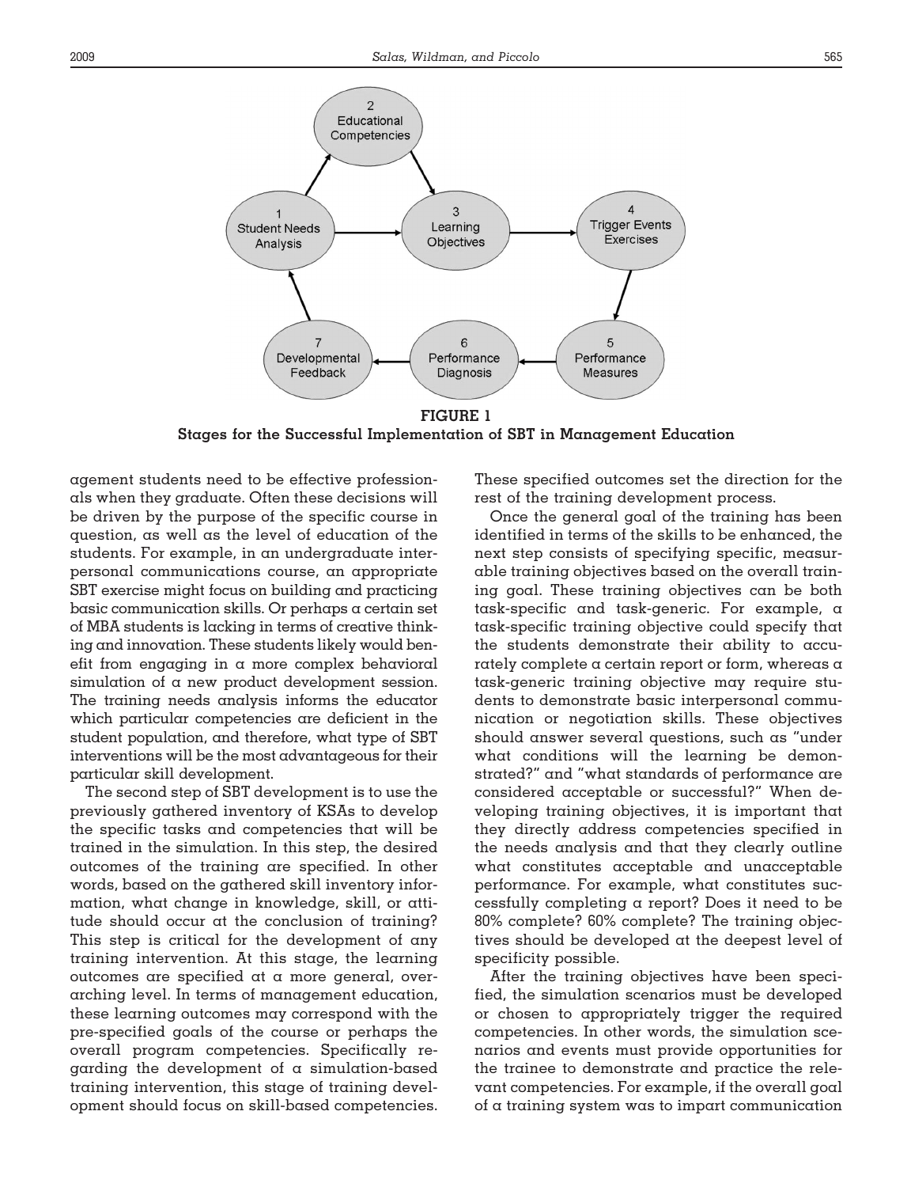1
Student Needs Analysis

2
Educational Competencies

3
Learning Objectives

4
Trigger Events Exercises

5
Performance Measures

6
Performance Diagnosis

7
Developmental Feedback

**FIGURE 1**
**Stages for the Successful Implementation of SBT in Management Education**

agement students need to be effective professionals when they graduate. Often these decisions will be driven by the purpose of the specific course in question, as well as the level of education of the students. For example, in an undergraduate interpersonal communications course, an appropriate SBT exercise might focus on building and practicing basic communication skills. Or perhaps a certain set of MBA students is lacking in terms of creative thinking and innovation. These students likely would benefit from engaging in a more complex behavioral simulation of a new product development session. The training needs analysis informs the educator which particular competencies are deficient in the student population, and therefore, what type of SBT interventions will be the most advantageous for their particular skill development.

The second step of SBT development is to use the previously gathered inventory of KSAs to develop the specific tasks and competencies that will be trained in the simulation. In this step, the desired outcomes of the training are specified. In other words, based on the gathered skill inventory information, what change in knowledge, skill, or attitude should occur at the conclusion of training? This step is critical for the development of any training intervention. At this stage, the learning outcomes are specified at a more general, overarching level. In terms of management education, these learning outcomes may correspond with the pre-specified goals of the course or perhaps the overall program competencies. Specifically regarding the development of a simulation-based training intervention, this stage of training development should focus on skill-based competencies. These specified outcomes set the direction for the rest of the training development process.

Once the general goal of the training has been identified in terms of the skills to be enhanced, the next step consists of specifying specific, measurable training objectives based on the overall training goal. These training objectives can be both task-specific and task-generic. For example, a task-specific training objective could specify that the students demonstrate their ability to accurately complete a certain report or form, whereas a task-generic training objective may require students to demonstrate basic interpersonal communication or negotiation skills. These objectives should answer several questions, such as "under what conditions will the learning be demonstrated?" and "what standards of performance are considered acceptable or successful?" When developing training objectives, it is important that they directly address competencies specified in the needs analysis and that they clearly outline what constitutes acceptable and unacceptable performance. For example, what constitutes successfully completing a report? Does it need to be 80% complete? 60% complete? The training objectives should be developed at the deepest level of specificity possible.

After the training objectives have been specified, the simulation scenarios must be developed or chosen to appropriately trigger the required competencies. In other words, the simulation scenarios and events must provide opportunities for the trainee to demonstrate and practice the relevant competencies. For example, if the overall goal of a training system was to impart communication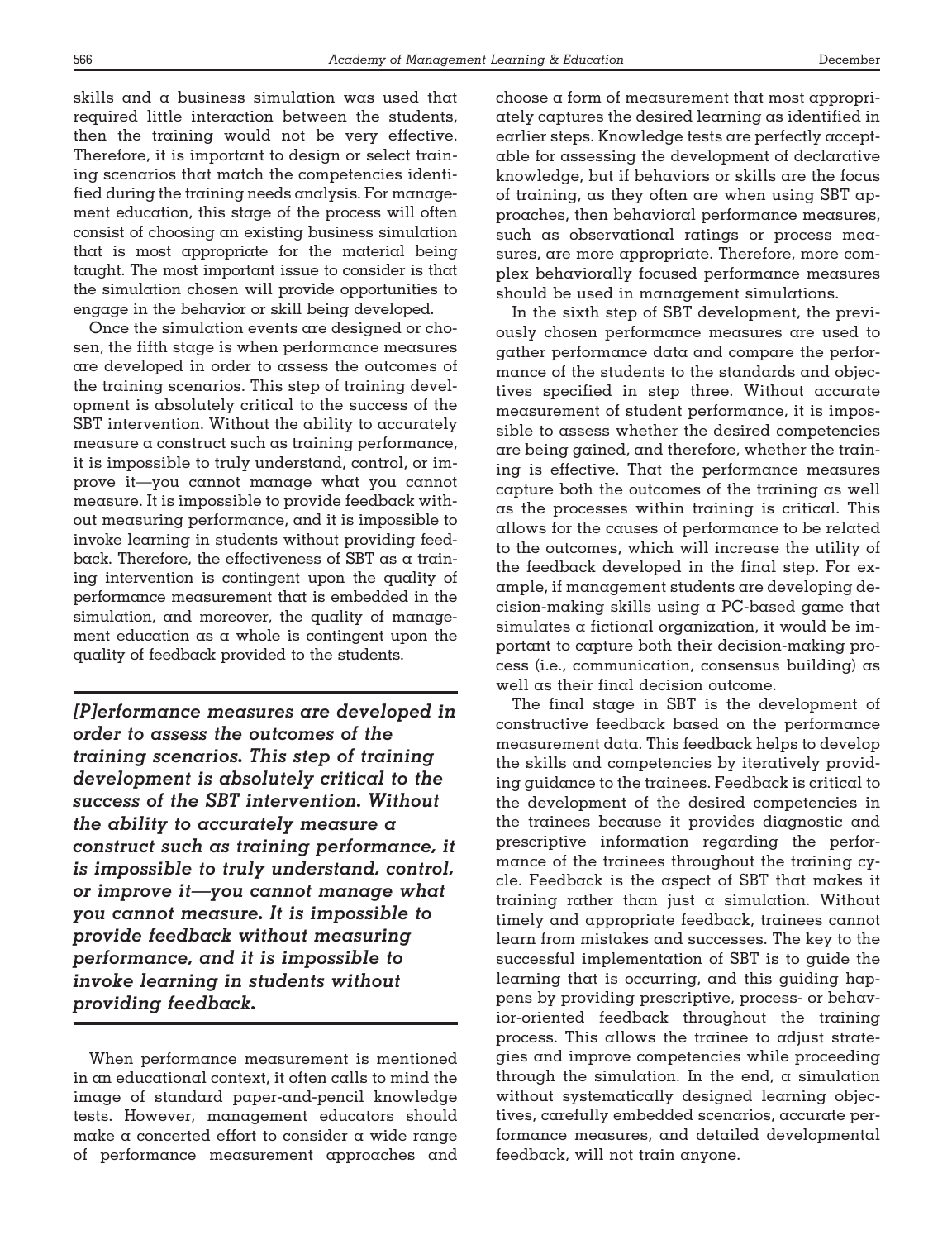skills and a business simulation was used that required little interaction between the students, then the training would not be very effective. Therefore, it is important to design or select training scenarios that match the competencies identified during the training needs analysis. For management education, this stage of the process will often consist of choosing an existing business simulation that is most appropriate for the material being taught. The most important issue to consider is that the simulation chosen will provide opportunities to engage in the behavior or skill being developed.

Once the simulation events are designed or chosen, the fifth stage is when performance measures are developed in order to assess the outcomes of the training scenarios. This step of training development is absolutely critical to the success of the SBT intervention. Without the ability to accurately measure a construct such as training performance, it is impossible to truly understand, control, or improve it—you cannot manage what you cannot measure. It is impossible to provide feedback without measuring performance, and it is impossible to invoke learning in students without providing feedback. Therefore, the effectiveness of SBT as a training intervention is contingent upon the quality of performance measurement that is embedded in the simulation, and moreover, the quality of management education as a whole is contingent upon the quality of feedback provided to the students.

***[P]erformance measures are developed in order to assess the outcomes of the training scenarios. This step of training development is absolutely critical to the success of the SBT intervention. Without the ability to accurately measure a construct such as training performance, it is impossible to truly understand, control, or improve it—you cannot manage what you cannot measure. It is impossible to provide feedback without measuring performance, and it is impossible to invoke learning in students without providing feedback.***

When performance measurement is mentioned in an educational context, it often calls to mind the image of standard paper-and-pencil knowledge tests. However, management educators should make a concerted effort to consider a wide range of performance measurement approaches and choose a form of measurement that most appropriately captures the desired learning as identified in earlier steps. Knowledge tests are perfectly acceptable for assessing the development of declarative knowledge, but if behaviors or skills are the focus of training, as they often are when using SBT approaches, then behavioral performance measures, such as observational ratings or process measures, are more appropriate. Therefore, more complex behaviorally focused performance measures should be used in management simulations.

In the sixth step of SBT development, the previously chosen performance measures are used to gather performance data and compare the performance of the students to the standards and objectives specified in step three. Without accurate measurement of student performance, it is impossible to assess whether the desired competencies are being gained, and therefore, whether the training is effective. That the performance measures capture both the outcomes of the training as well as the processes within training is critical. This allows for the causes of performance to be related to the outcomes, which will increase the utility of the feedback developed in the final step. For example, if management students are developing decision-making skills using a PC-based game that simulates a fictional organization, it would be important to capture both their decision-making process (i.e., communication, consensus building) as well as their final decision outcome.

The final stage in SBT is the development of constructive feedback based on the performance measurement data. This feedback helps to develop the skills and competencies by iteratively providing guidance to the trainees. Feedback is critical to the development of the desired competencies in the trainees because it provides diagnostic and prescriptive information regarding the performance of the trainees throughout the training cycle. Feedback is the aspect of SBT that makes it training rather than just a simulation. Without timely and appropriate feedback, trainees cannot learn from mistakes and successes. The key to the successful implementation of SBT is to guide the learning that is occurring, and this guiding happens by providing prescriptive, process- or behavior-oriented feedback throughout the training process. This allows the trainee to adjust strategies and improve competencies while proceeding through the simulation. In the end, a simulation without systematically designed learning objectives, carefully embedded scenarios, accurate performance measures, and detailed developmental feedback, will not train anyone.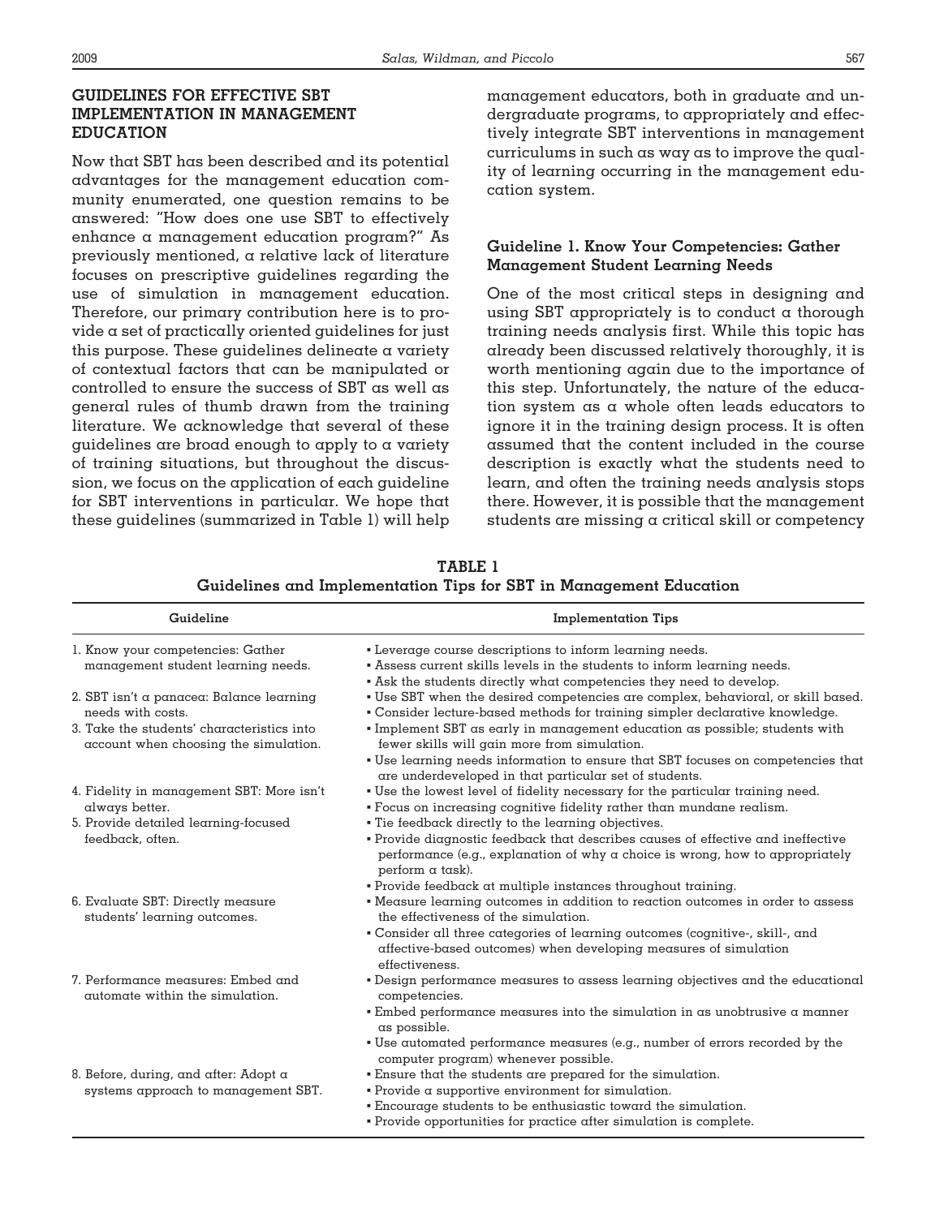## GUIDELINES FOR EFFECTIVE SBT IMPLEMENTATION IN MANAGEMENT EDUCATION

Now that SBT has been described and its potential advantages for the management education community enumerated, one question remains to be answered: "How does one use SBT to effectively enhance a management education program?" As previously mentioned, a relative lack of literature focuses on prescriptive guidelines regarding the use of simulation in management education. Therefore, our primary contribution here is to provide a set of practically oriented guidelines for just this purpose. These guidelines delineate a variety of contextual factors that can be manipulated or controlled to ensure the success of SBT as well as general rules of thumb drawn from the training literature. We acknowledge that several of these guidelines are broad enough to apply to a variety of training situations, but throughout the discussion, we focus on the application of each guideline for SBT interventions in particular. We hope that these guidelines (summarized in Table 1) will help management educators, both in graduate and undergraduate programs, to appropriately and effectively integrate SBT interventions in management curriculums in such as way as to improve the quality of learning occurring in the management education system.

### Guideline 1. Know Your Competencies: Gather Management Student Learning Needs

One of the most critical steps in designing and using SBT appropriately is to conduct a thorough training needs analysis first. While this topic has already been discussed relatively thoroughly, it is worth mentioning again due to the importance of this step. Unfortunately, the nature of the education system as a whole often leads educators to ignore it in the training design process. It is often assumed that the content included in the course description is exactly what the students need to learn, and often the training needs analysis stops there. However, it is possible that the management students are missing a critical skill or competency

**TABLE 1**
**Guidelines and Implementation Tips for SBT in Management Education**

| Guideline | Implementation Tips |
|---|---|
| 1. Know your competencies: Gather management student learning needs. | • Leverage course descriptions to inform learning needs.<br>• Assess current skills levels in the students to inform learning needs.<br>• Ask the students directly what competencies they need to develop. |
| 2. SBT isn't a panacea: Balance learning needs with costs. | • Use SBT when the desired competencies are complex, behavioral, or skill based.<br>• Consider lecture-based methods for training simpler declarative knowledge. |
| 3. Take the students' characteristics into account when choosing the simulation. | • Implement SBT as early in management education as possible; students with fewer skills will gain more from simulation.<br>• Use learning needs information to ensure that SBT focuses on competencies that are underdeveloped in that particular set of students. |
| 4. Fidelity in management SBT: More isn't always better. | • Use the lowest level of fidelity necessary for the particular training need.<br>• Focus on increasing cognitive fidelity rather than mundane realism. |
| 5. Provide detailed learning-focused feedback, often. | • Tie feedback directly to the learning objectives.<br>• Provide diagnostic feedback that describes causes of effective and ineffective performance (e.g., explanation of why a choice is wrong, how to appropriately perform a task).<br>• Provide feedback at multiple instances throughout training. |
| 6. Evaluate SBT: Directly measure students' learning outcomes. | • Measure learning outcomes in addition to reaction outcomes in order to assess the effectiveness of the simulation.<br>• Consider all three categories of learning outcomes (cognitive-, skill-, and affective-based outcomes) when developing measures of simulation effectiveness. |
| 7. Performance measures: Embed and automate within the simulation. | • Design performance measures to assess learning objectives and the educational competencies.<br>• Embed performance measures into the simulation in as unobtrusive a manner as possible.<br>• Use automated performance measures (e.g., number of errors recorded by the computer program) whenever possible. |
| 8. Before, during, and after: Adopt a systems approach to management SBT. | • Ensure that the students are prepared for the simulation.<br>• Provide a supportive environment for simulation.<br>• Encourage students to be enthusiastic toward the simulation.<br>• Provide opportunities for practice after simulation is complete. |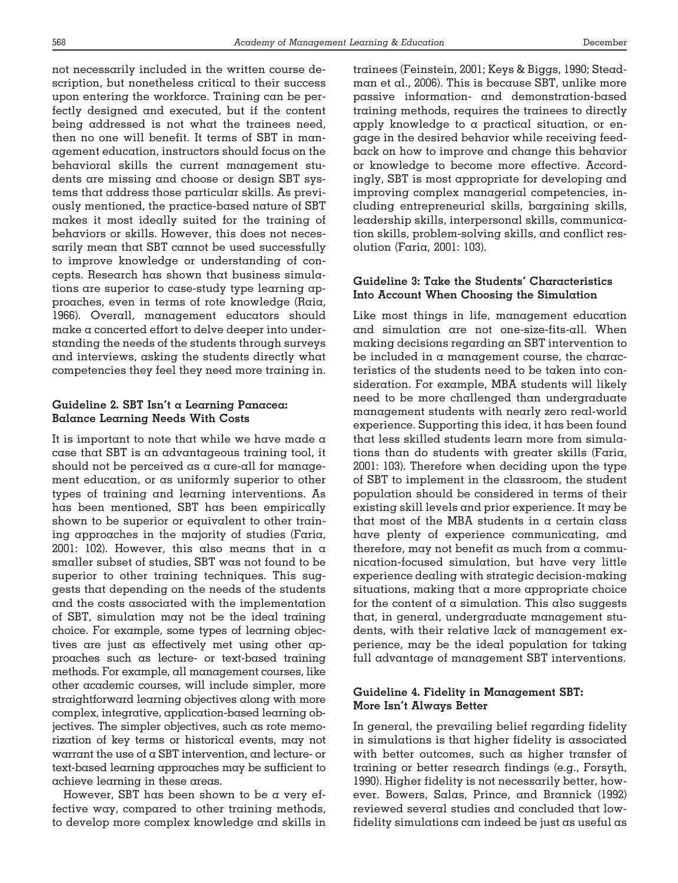not necessarily included in the written course description, but nonetheless critical to their success upon entering the workforce. Training can be perfectly designed and executed, but if the content being addressed is not what the trainees need, then no one will benefit. It terms of SBT in management education, instructors should focus on the behavioral skills the current management students are missing and choose or design SBT systems that address those particular skills. As previously mentioned, the practice-based nature of SBT makes it most ideally suited for the training of behaviors or skills. However, this does not necessarily mean that SBT cannot be used successfully to improve knowledge or understanding of concepts. Research has shown that business simulations are superior to case-study type learning approaches, even in terms of rote knowledge (Raia, 1966). Overall, management educators should make a concerted effort to delve deeper into understanding the needs of the students through surveys and interviews, asking the students directly what competencies they feel they need more training in.

### Guideline 2. SBT Isn't a Learning Panacea: Balance Learning Needs With Costs

It is important to note that while we have made a case that SBT is an advantageous training tool, it should not be perceived as a cure-all for management education, or as uniformly superior to other types of training and learning interventions. As has been mentioned, SBT has been empirically shown to be superior or equivalent to other training approaches in the majority of studies (Faria, 2001: 102). However, this also means that in a smaller subset of studies, SBT was not found to be superior to other training techniques. This suggests that depending on the needs of the students and the costs associated with the implementation of SBT, simulation may not be the ideal training choice. For example, some types of learning objectives are just as effectively met using other approaches such as lecture- or text-based training methods. For example, all management courses, like other academic courses, will include simpler, more straightforward learning objectives along with more complex, integrative, application-based learning objectives. The simpler objectives, such as rote memorization of key terms or historical events, may not warrant the use of a SBT intervention, and lecture- or text-based learning approaches may be sufficient to achieve learning in these areas.

However, SBT has been shown to be a very effective way, compared to other training methods, to develop more complex knowledge and skills in trainees (Feinstein, 2001; Keys & Biggs, 1990; Steadman et al., 2006). This is because SBT, unlike more passive information- and demonstration-based training methods, requires the trainees to directly apply knowledge to a practical situation, or engage in the desired behavior while receiving feedback on how to improve and change this behavior or knowledge to become more effective. Accordingly, SBT is most appropriate for developing and improving complex managerial competencies, including entrepreneurial skills, bargaining skills, leadership skills, interpersonal skills, communication skills, problem-solving skills, and conflict resolution (Faria, 2001: 103).

### Guideline 3: Take the Students' Characteristics Into Account When Choosing the Simulation

Like most things in life, management education and simulation are not one-size-fits-all. When making decisions regarding an SBT intervention to be included in a management course, the characteristics of the students need to be taken into consideration. For example, MBA students will likely need to be more challenged than undergraduate management students with nearly zero real-world experience. Supporting this idea, it has been found that less skilled students learn more from simulations than do students with greater skills (Faria, 2001: 103). Therefore when deciding upon the type of SBT to implement in the classroom, the student population should be considered in terms of their existing skill levels and prior experience. It may be that most of the MBA students in a certain class have plenty of experience communicating, and therefore, may not benefit as much from a communication-focused simulation, but have very little experience dealing with strategic decision-making situations, making that a more appropriate choice for the content of a simulation. This also suggests that, in general, undergraduate management students, with their relative lack of management experience, may be the ideal population for taking full advantage of management SBT interventions.

### Guideline 4. Fidelity in Management SBT: More Isn't Always Better

In general, the prevailing belief regarding fidelity in simulations is that higher fidelity is associated with better outcomes, such as higher transfer of training or better research findings (e.g., Forsyth, 1990). Higher fidelity is not necessarily better, however. Bowers, Salas, Prince, and Brannick (1992) reviewed several studies and concluded that low-fidelity simulations can indeed be just as useful as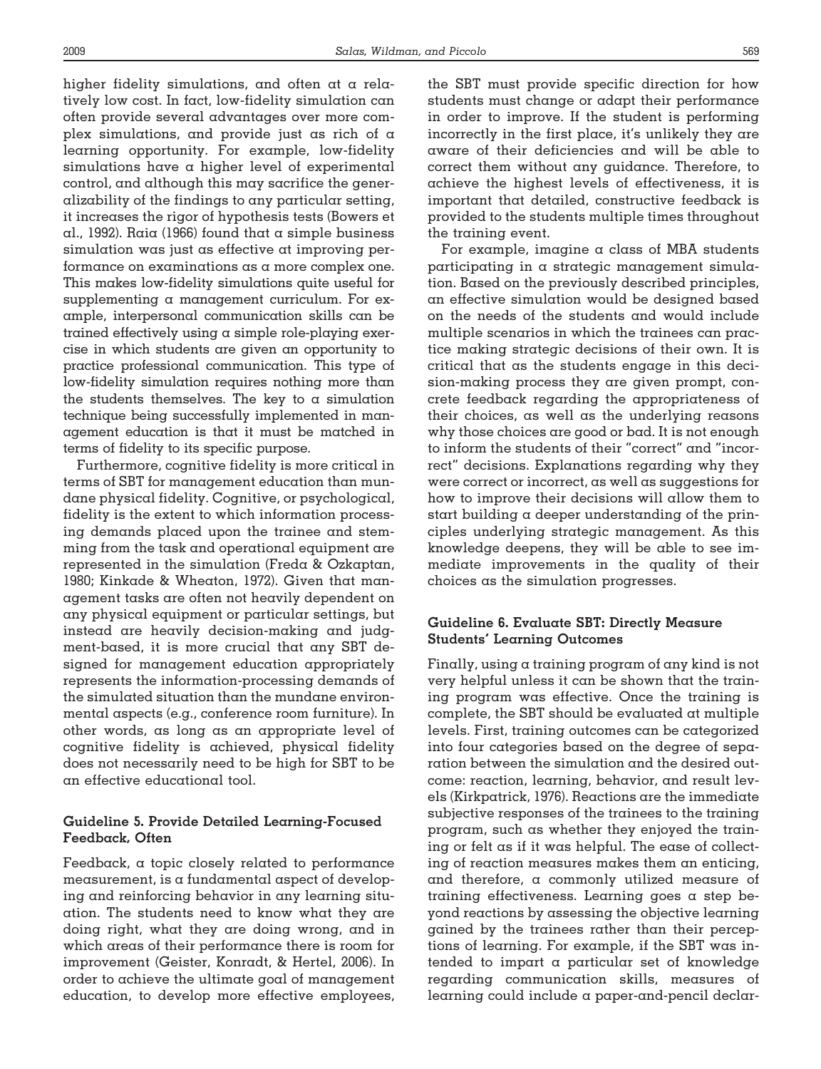higher fidelity simulations, and often at a relatively low cost. In fact, low-fidelity simulation can often provide several advantages over more complex simulations, and provide just as rich of a learning opportunity. For example, low-fidelity simulations have a higher level of experimental control, and although this may sacrifice the generalizability of the findings to any particular setting, it increases the rigor of hypothesis tests (Bowers et al., 1992). Raia (1966) found that a simple business simulation was just as effective at improving performance on examinations as a more complex one. This makes low-fidelity simulations quite useful for supplementing a management curriculum. For example, interpersonal communication skills can be trained effectively using a simple role-playing exercise in which students are given an opportunity to practice professional communication. This type of low-fidelity simulation requires nothing more than the students themselves. The key to a simulation technique being successfully implemented in management education is that it must be matched in terms of fidelity to its specific purpose.

Furthermore, cognitive fidelity is more critical in terms of SBT for management education than mundane physical fidelity. Cognitive, or psychological, fidelity is the extent to which information processing demands placed upon the trainee and stemming from the task and operational equipment are represented in the simulation (Freda & Ozkaptan, 1980; Kinkade & Wheaton, 1972). Given that management tasks are often not heavily dependent on any physical equipment or particular settings, but instead are heavily decision-making and judgment-based, it is more crucial that any SBT designed for management education appropriately represents the information-processing demands of the simulated situation than the mundane environmental aspects (e.g., conference room furniture). In other words, as long as an appropriate level of cognitive fidelity is achieved, physical fidelity does not necessarily need to be high for SBT to be an effective educational tool.

### Guideline 5. Provide Detailed Learning-Focused Feedback, Often

Feedback, a topic closely related to performance measurement, is a fundamental aspect of developing and reinforcing behavior in any learning situation. The students need to know what they are doing right, what they are doing wrong, and in which areas of their performance there is room for improvement (Geister, Konradt, & Hertel, 2006). In order to achieve the ultimate goal of management education, to develop more effective employees, the SBT must provide specific direction for how students must change or adapt their performance in order to improve. If the student is performing incorrectly in the first place, it's unlikely they are aware of their deficiencies and will be able to correct them without any guidance. Therefore, to achieve the highest levels of effectiveness, it is important that detailed, constructive feedback is provided to the students multiple times throughout the training event.

For example, imagine a class of MBA students participating in a strategic management simulation. Based on the previously described principles, an effective simulation would be designed based on the needs of the students and would include multiple scenarios in which the trainees can practice making strategic decisions of their own. It is critical that as the students engage in this decision-making process they are given prompt, concrete feedback regarding the appropriateness of their choices, as well as the underlying reasons why those choices are good or bad. It is not enough to inform the students of their "correct" and "incorrect" decisions. Explanations regarding why they were correct or incorrect, as well as suggestions for how to improve their decisions will allow them to start building a deeper understanding of the principles underlying strategic management. As this knowledge deepens, they will be able to see immediate improvements in the quality of their choices as the simulation progresses.

### Guideline 6. Evaluate SBT: Directly Measure Students' Learning Outcomes

Finally, using a training program of any kind is not very helpful unless it can be shown that the training program was effective. Once the training is complete, the SBT should be evaluated at multiple levels. First, training outcomes can be categorized into four categories based on the degree of separation between the simulation and the desired outcome: reaction, learning, behavior, and result levels (Kirkpatrick, 1976). Reactions are the immediate subjective responses of the trainees to the training program, such as whether they enjoyed the training or felt as if it was helpful. The ease of collecting of reaction measures makes them an enticing, and therefore, a commonly utilized measure of training effectiveness. Learning goes a step beyond reactions by assessing the objective learning gained by the trainees rather than their perceptions of learning. For example, if the SBT was intended to impart a particular set of knowledge regarding communication skills, measures of learning could include a paper-and-pencil declar-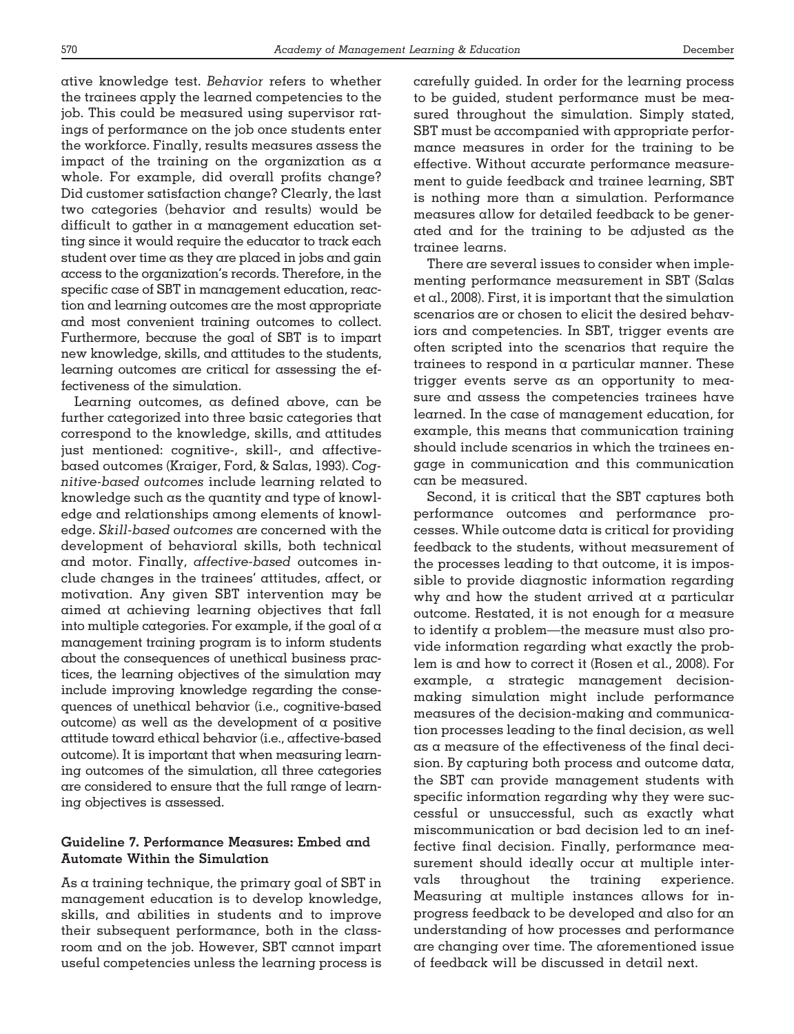ative knowledge test. *Behavior* refers to whether the trainees apply the learned competencies to the job. This could be measured using supervisor ratings of performance on the job once students enter the workforce. Finally, results measures assess the impact of the training on the organization as a whole. For example, did overall profits change? Did customer satisfaction change? Clearly, the last two categories (behavior and results) would be difficult to gather in a management education setting since it would require the educator to track each student over time as they are placed in jobs and gain access to the organization's records. Therefore, in the specific case of SBT in management education, reaction and learning outcomes are the most appropriate and most convenient training outcomes to collect. Furthermore, because the goal of SBT is to impart new knowledge, skills, and attitudes to the students, learning outcomes are critical for assessing the effectiveness of the simulation.

Learning outcomes, as defined above, can be further categorized into three basic categories that correspond to the knowledge, skills, and attitudes just mentioned: cognitive-, skill-, and affective-based outcomes (Kraiger, Ford, & Salas, 1993). *Cognitive-based outcomes* include learning related to knowledge such as the quantity and type of knowledge and relationships among elements of knowledge. *Skill-based outcomes* are concerned with the development of behavioral skills, both technical and motor. Finally, *affective-based* outcomes include changes in the trainees' attitudes, affect, or motivation. Any given SBT intervention may be aimed at achieving learning objectives that fall into multiple categories. For example, if the goal of a management training program is to inform students about the consequences of unethical business practices, the learning objectives of the simulation may include improving knowledge regarding the consequences of unethical behavior (i.e., cognitive-based outcome) as well as the development of a positive attitude toward ethical behavior (i.e., affective-based outcome). It is important that when measuring learning outcomes of the simulation, all three categories are considered to ensure that the full range of learning objectives is assessed.

### Guideline 7. Performance Measures: Embed and Automate Within the Simulation

As a training technique, the primary goal of SBT in management education is to develop knowledge, skills, and abilities in students and to improve their subsequent performance, both in the classroom and on the job. However, SBT cannot impart useful competencies unless the learning process is carefully guided. In order for the learning process to be guided, student performance must be measured throughout the simulation. Simply stated, SBT must be accompanied with appropriate performance measures in order for the training to be effective. Without accurate performance measurement to guide feedback and trainee learning, SBT is nothing more than a simulation. Performance measures allow for detailed feedback to be generated and for the training to be adjusted as the trainee learns.

There are several issues to consider when implementing performance measurement in SBT (Salas et al., 2008). First, it is important that the simulation scenarios are or chosen to elicit the desired behaviors and competencies. In SBT, trigger events are often scripted into the scenarios that require the trainees to respond in a particular manner. These trigger events serve as an opportunity to measure and assess the competencies trainees have learned. In the case of management education, for example, this means that communication training should include scenarios in which the trainees engage in communication and this communication can be measured.

Second, it is critical that the SBT captures both performance outcomes and performance processes. While outcome data is critical for providing feedback to the students, without measurement of the processes leading to that outcome, it is impossible to provide diagnostic information regarding why and how the student arrived at a particular outcome. Restated, it is not enough for a measure to identify a problem—the measure must also provide information regarding what exactly the problem is and how to correct it (Rosen et al., 2008). For example, a strategic management decision-making simulation might include performance measures of the decision-making and communication processes leading to the final decision, as well as a measure of the effectiveness of the final decision. By capturing both process and outcome data, the SBT can provide management students with specific information regarding why they were successful or unsuccessful, such as exactly what miscommunication or bad decision led to an ineffective final decision. Finally, performance measurement should ideally occur at multiple intervals throughout the training experience. Measuring at multiple instances allows for in-progress feedback to be developed and also for an understanding of how processes and performance are changing over time. The aforementioned issue of feedback will be discussed in detail next.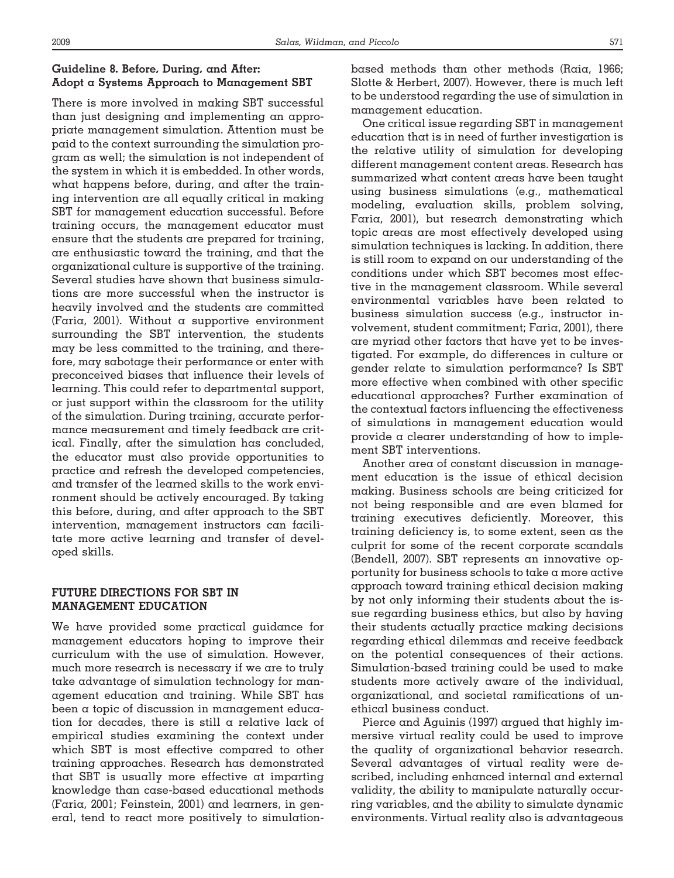### Guideline 8. Before, During, and After: Adopt a Systems Approach to Management SBT

There is more involved in making SBT successful than just designing and implementing an appropriate management simulation. Attention must be paid to the context surrounding the simulation program as well; the simulation is not independent of the system in which it is embedded. In other words, what happens before, during, and after the training intervention are all equally critical in making SBT for management education successful. Before training occurs, the management educator must ensure that the students are prepared for training, are enthusiastic toward the training, and that the organizational culture is supportive of the training. Several studies have shown that business simulations are more successful when the instructor is heavily involved and the students are committed (Faria, 2001). Without a supportive environment surrounding the SBT intervention, the students may be less committed to the training, and therefore, may sabotage their performance or enter with preconceived biases that influence their levels of learning. This could refer to departmental support, or just support within the classroom for the utility of the simulation. During training, accurate performance measurement and timely feedback are critical. Finally, after the simulation has concluded, the educator must also provide opportunities to practice and refresh the developed competencies, and transfer of the learned skills to the work environment should be actively encouraged. By taking this before, during, and after approach to the SBT intervention, management instructors can facilitate more active learning and transfer of developed skills.

## FUTURE DIRECTIONS FOR SBT IN MANAGEMENT EDUCATION

We have provided some practical guidance for management educators hoping to improve their curriculum with the use of simulation. However, much more research is necessary if we are to truly take advantage of simulation technology for management education and training. While SBT has been a topic of discussion in management education for decades, there is still a relative lack of empirical studies examining the context under which SBT is most effective compared to other training approaches. Research has demonstrated that SBT is usually more effective at imparting knowledge than case-based educational methods (Faria, 2001; Feinstein, 2001) and learners, in general, tend to react more positively to simulation-based methods than other methods (Raia, 1966; Slotte & Herbert, 2007). However, there is much left to be understood regarding the use of simulation in management education.

One critical issue regarding SBT in management education that is in need of further investigation is the relative utility of simulation for developing different management content areas. Research has summarized what content areas have been taught using business simulations (e.g., mathematical modeling, evaluation skills, problem solving, Faria, 2001), but research demonstrating which topic areas are most effectively developed using simulation techniques is lacking. In addition, there is still room to expand on our understanding of the conditions under which SBT becomes most effective in the management classroom. While several environmental variables have been related to business simulation success (e.g., instructor involvement, student commitment; Faria, 2001), there are myriad other factors that have yet to be investigated. For example, do differences in culture or gender relate to simulation performance? Is SBT more effective when combined with other specific educational approaches? Further examination of the contextual factors influencing the effectiveness of simulations in management education would provide a clearer understanding of how to implement SBT interventions.

Another area of constant discussion in management education is the issue of ethical decision making. Business schools are being criticized for not being responsible and are even blamed for training executives deficiently. Moreover, this training deficiency is, to some extent, seen as the culprit for some of the recent corporate scandals (Bendell, 2007). SBT represents an innovative opportunity for business schools to take a more active approach toward training ethical decision making by not only informing their students about the issue regarding business ethics, but also by having their students actually practice making decisions regarding ethical dilemmas and receive feedback on the potential consequences of their actions. Simulation-based training could be used to make students more actively aware of the individual, organizational, and societal ramifications of unethical business conduct.

Pierce and Aguinis (1997) argued that highly immersive virtual reality could be used to improve the quality of organizational behavior research. Several advantages of virtual reality were described, including enhanced internal and external validity, the ability to manipulate naturally occurring variables, and the ability to simulate dynamic environments. Virtual reality also is advantageous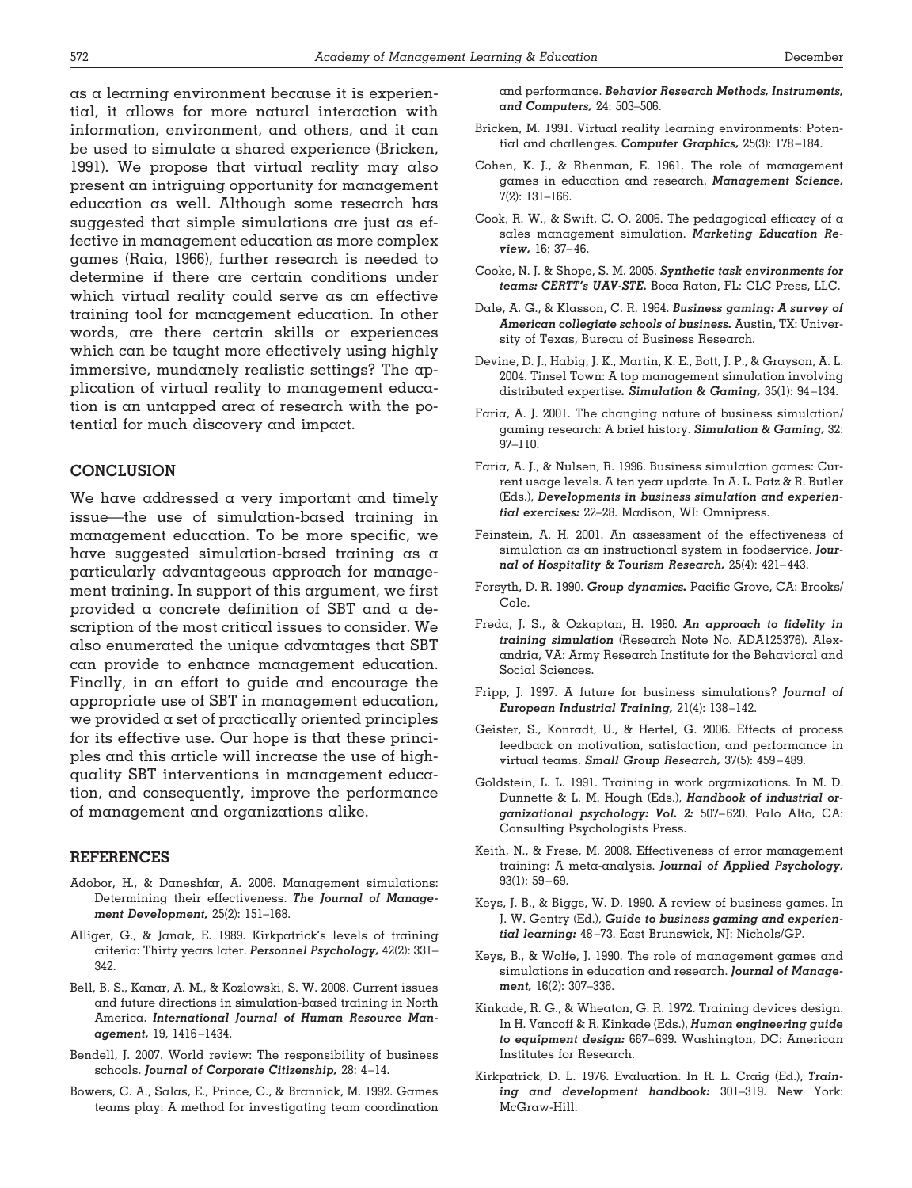as a learning environment because it is experiential, it allows for more natural interaction with information, environment, and others, and it can be used to simulate a shared experience (Bricken, 1991). We propose that virtual reality may also present an intriguing opportunity for management education as well. Although some research has suggested that simple simulations are just as effective in management education as more complex games (Raia, 1966), further research is needed to determine if there are certain conditions under which virtual reality could serve as an effective training tool for management education. In other words, are there certain skills or experiences which can be taught more effectively using highly immersive, mundanely realistic settings? The application of virtual reality to management education is an untapped area of research with the potential for much discovery and impact.

## CONCLUSION

We have addressed a very important and timely issue—the use of simulation-based training in management education. To be more specific, we have suggested simulation-based training as a particularly advantageous approach for management training. In support of this argument, we first provided a concrete definition of SBT and a description of the most critical issues to consider. We also enumerated the unique advantages that SBT can provide to enhance management education. Finally, in an effort to guide and encourage the appropriate use of SBT in management education, we provided a set of practically oriented principles for its effective use. Our hope is that these principles and this article will increase the use of high-quality SBT interventions in management education, and consequently, improve the performance of management and organizations alike.

## REFERENCES

Adobor, H., & Daneshfar, A. 2006. Management simulations: Determining their effectiveness. ***The Journal of Management Development,*** 25(2): 151–168.

Alliger, G., & Janak, E. 1989. Kirkpatrick's levels of training criteria: Thirty years later. ***Personnel Psychology,*** 42(2): 331–342.

Bell, B. S., Kanar, A. M., & Kozlowski, S. W. 2008. Current issues and future directions in simulation-based training in North America. ***International Journal of Human Resource Management,*** 19, 1416–1434.

Bendell, J. 2007. World review: The responsibility of business schools. ***Journal of Corporate Citizenship,*** 28: 4–14.

Bowers, C. A., Salas, E., Prince, C., & Brannick, M. 1992. Games teams play: A method for investigating team coordination and performance. ***Behavior Research Methods, Instruments, and Computers,*** 24: 503–506.

Bricken, M. 1991. Virtual reality learning environments: Potential and challenges. ***Computer Graphics,*** 25(3): 178–184.

Cohen, K. J., & Rhenman, E. 1961. The role of management games in education and research. ***Management Science,*** 7(2): 131–166.

Cook, R. W., & Swift, C. O. 2006. The pedagogical efficacy of a sales management simulation. ***Marketing Education Review,*** 16: 37–46.

Cooke, N. J. & Shope, S. M. 2005. ***Synthetic task environments for teams: CERTT's UAV-STE.*** Boca Raton, FL: CLC Press, LLC.

Dale, A. G., & Klasson, C. R. 1964. ***Business gaming: A survey of American collegiate schools of business.*** Austin, TX: University of Texas, Bureau of Business Research.

Devine, D. J., Habig, J. K., Martin, K. E., Bott, J. P., & Grayson, A. L. 2004. Tinsel Town: A top management simulation involving distributed expertise. ***Simulation & Gaming,*** 35(1): 94–134.

Faria, A. J. 2001. The changing nature of business simulation/gaming research: A brief history. ***Simulation & Gaming,*** 32: 97–110.

Faria, A. J., & Nulsen, R. 1996. Business simulation games: Current usage levels. A ten year update. In A. L. Patz & R. Butler (Eds.), ***Developments in business simulation and experiential exercises:*** 22–28. Madison, WI: Omnipress.

Feinstein, A. H. 2001. An assessment of the effectiveness of simulation as an instructional system in foodservice. ***Journal of Hospitality & Tourism Research,*** 25(4): 421–443.

Forsyth, D. R. 1990. ***Group dynamics.*** Pacific Grove, CA: Brooks/Cole.

Freda, J. S., & Ozkaptan, H. 1980. ***An approach to fidelity in training simulation*** (Research Note No. ADA125376). Alexandria, VA: Army Research Institute for the Behavioral and Social Sciences.

Fripp, J. 1997. A future for business simulations? ***Journal of European Industrial Training,*** 21(4): 138–142.

Geister, S., Konradt, U., & Hertel, G. 2006. Effects of process feedback on motivation, satisfaction, and performance in virtual teams. ***Small Group Research,*** 37(5): 459–489.

Goldstein, L. L. 1991. Training in work organizations. In M. D. Dunnette & L. M. Hough (Eds.), ***Handbook of industrial organizational psychology: Vol. 2:*** 507–620. Palo Alto, CA: Consulting Psychologists Press.

Keith, N., & Frese, M. 2008. Effectiveness of error management training: A meta-analysis. ***Journal of Applied Psychology,*** 93(1): 59–69.

Keys, J. B., & Biggs, W. D. 1990. A review of business games. In J. W. Gentry (Ed.), ***Guide to business gaming and experiential learning:*** 48–73. East Brunswick, NJ: Nichols/GP.

Keys, B., & Wolfe, J. 1990. The role of management games and simulations in education and research. ***Journal of Management,*** 16(2): 307–336.

Kinkade, R. G., & Wheaton, G. R. 1972. Training devices design. In H. Vancoff & R. Kinkade (Eds.), ***Human engineering guide to equipment design:*** 667–699. Washington, DC: American Institutes for Research.

Kirkpatrick, D. L. 1976. Evaluation. In R. L. Craig (Ed.), ***Training and development handbook:*** 301–319. New York: McGraw-Hill.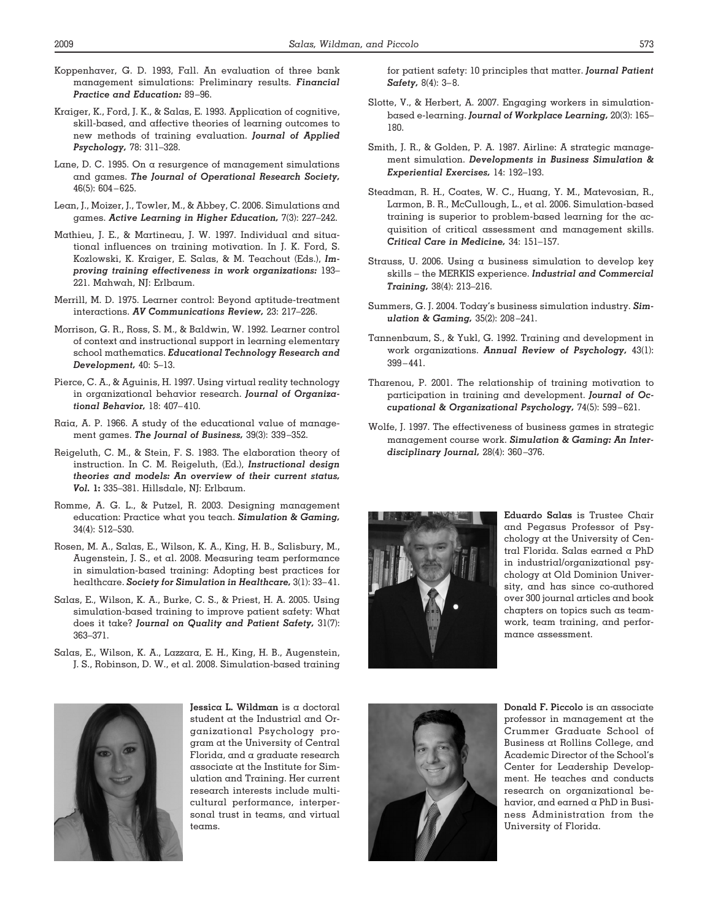Koppenhaver, G. D. 1993, Fall. An evaluation of three bank management simulations: Preliminary results. ***Financial Practice and Education:*** 89–96.

Kraiger, K., Ford, J. K., & Salas, E. 1993. Application of cognitive, skill-based, and affective theories of learning outcomes to new methods of training evaluation. ***Journal of Applied Psychology,*** 78: 311–328.

Lane, D. C. 1995. On a resurgence of management simulations and games. ***The Journal of Operational Research Society,*** 46(5): 604–625.

Lean, J., Moizer, J., Towler, M., & Abbey, C. 2006. Simulations and games. ***Active Learning in Higher Education,*** 7(3): 227–242.

Mathieu, J. E., & Martineau, J. W. 1997. Individual and situational influences on training motivation. In J. K. Ford, S. Kozlowski, K. Kraiger, E. Salas, & M. Teachout (Eds.), ***Improving training effectiveness in work organizations:*** 193–221. Mahwah, NJ: Erlbaum.

Merrill, M. D. 1975. Learner control: Beyond aptitude-treatment interactions. ***AV Communications Review,*** 23: 217–226.

Morrison, G. R., Ross, S. M., & Baldwin, W. 1992. Learner control of context and instructional support in learning elementary school mathematics. ***Educational Technology Research and Development,*** 40: 5–13.

Pierce, C. A., & Aguinis, H. 1997. Using virtual reality technology in organizational behavior research. ***Journal of Organizational Behavior,*** 18: 407–410.

Raia, A. P. 1966. A study of the educational value of management games. ***The Journal of Business,*** 39(3): 339–352.

Reigeluth, C. M., & Stein, F. S. 1983. The elaboration theory of instruction. In C. M. Reigeluth, (Ed.), ***Instructional design theories and models: An overview of their current status, Vol. 1:*** 335–381. Hillsdale, NJ: Erlbaum.

Romme, A. G. L., & Putzel, R. 2003. Designing management education: Practice what you teach. ***Simulation & Gaming,*** 34(4): 512–530.

Rosen, M. A., Salas, E., Wilson, K. A., King, H. B., Salisbury, M., Augenstein, J. S., et al. 2008. Measuring team performance in simulation-based training: Adopting best practices for healthcare. ***Society for Simulation in Healthcare,*** 3(1): 33–41.

Salas, E., Wilson, K. A., Burke, C. S., & Priest, H. A. 2005. Using simulation-based training to improve patient safety: What does it take? ***Journal on Quality and Patient Safety,*** 31(7): 363–371.

Salas, E., Wilson, K. A., Lazzara, E. H., King, H. B., Augenstein, J. S., Robinson, D. W., et al. 2008. Simulation-based training for patient safety: 10 principles that matter. ***Journal Patient Safety,*** 8(4): 3–8.

Slotte, V., & Herbert, A. 2007. Engaging workers in simulation-based e-learning. ***Journal of Workplace Learning,*** 20(3): 165–180.

Smith, J. R., & Golden, P. A. 1987. Airline: A strategic management simulation. ***Developments in Business Simulation & Experiential Exercises,*** 14: 192–193.

Steadman, R. H., Coates, W. C., Huang, Y. M., Matevosian, R., Larmon, B. R., McCullough, L., et al. 2006. Simulation-based training is superior to problem-based learning for the acquisition of critical assessment and management skills. ***Critical Care in Medicine,*** 34: 151–157.

Strauss, U. 2006. Using a business simulation to develop key skills – the MERKIS experience. ***Industrial and Commercial Training,*** 38(4): 213–216.

Summers, G. J. 2004. Today's business simulation industry. ***Simulation & Gaming,*** 35(2): 208–241.

Tannenbaum, S., & Yukl, G. 1992. Training and development in work organizations. ***Annual Review of Psychology,*** 43(1): 399–441.

Tharenou, P. 2001. The relationship of training motivation to participation in training and development. ***Journal of Occupational & Organizational Psychology,*** 74(5): 599–621.

Wolfe, J. 1997. The effectiveness of business games in strategic management course work. ***Simulation & Gaming: An Interdisciplinary Journal,*** 28(4): 360–376.

**Eduardo Salas** is Trustee Chair and Pegasus Professor of Psychology at the University of Central Florida. Salas earned a PhD in industrial/organizational psychology at Old Dominion University, and has since co-authored over 300 journal articles and book chapters on topics such as teamwork, team training, and performance assessment.

**Jessica L. Wildman** is a doctoral student at the Industrial and Organizational Psychology program at the University of Central Florida, and a graduate research associate at the Institute for Simulation and Training. Her current research interests include multicultural performance, interpersonal trust in teams, and virtual teams.

**Donald F. Piccolo** is an associate professor in management at the Crummer Graduate School of Business at Rollins College, and Academic Director of the School's Center for Leadership Development. He teaches and conducts research on organizational behavior, and earned a PhD in Business Administration from the University of Florida.